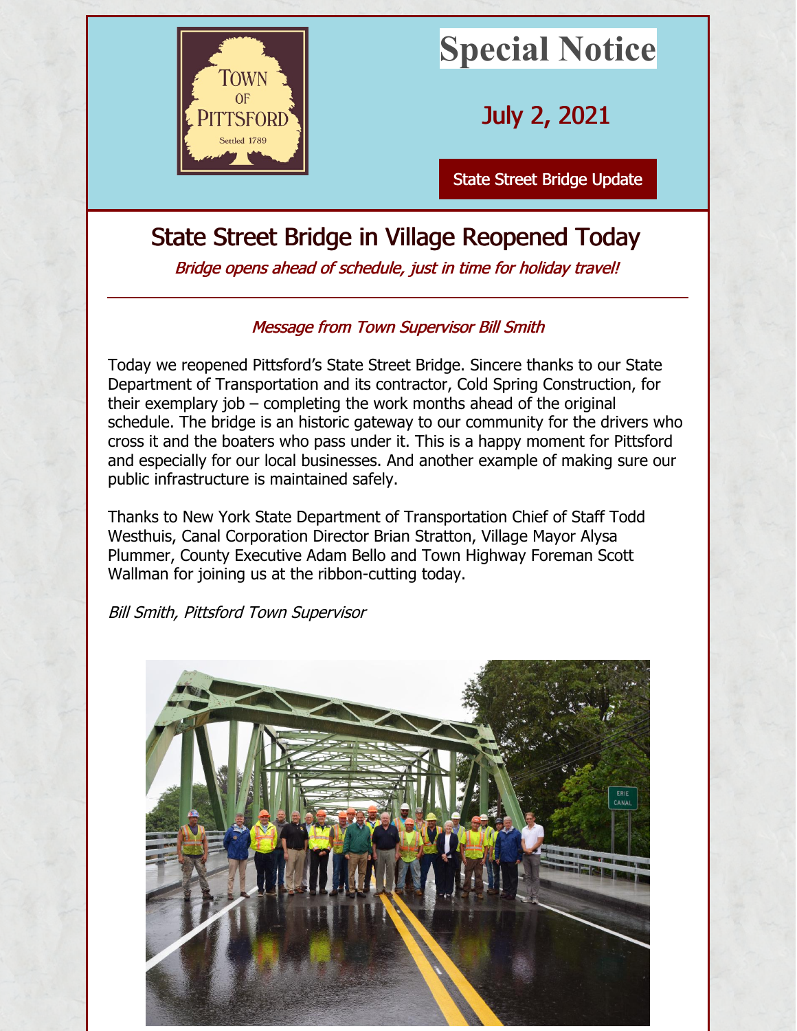TOWN OF PITTSFORD
Settled 1789

# Special Notice

## July 2, 2021

**State Street Bridge Update**

# State Street Bridge in Village Reopened Today

*Bridge opens ahead of schedule, just in time for holiday travel!*

---

*Message from Town Supervisor Bill Smith*

Today we reopened Pittsford's State Street Bridge. Sincere thanks to our State Department of Transportation and its contractor, Cold Spring Construction, for their exemplary job – completing the work months ahead of the original schedule. The bridge is an historic gateway to our community for the drivers who cross it and the boaters who pass under it. This is a happy moment for Pittsford and especially for our local businesses. And another example of making sure our public infrastructure is maintained safely.

Thanks to New York State Department of Transportation Chief of Staff Todd Westhuis, Canal Corporation Director Brian Stratton, Village Mayor Alysa Plummer, County Executive Adam Bello and Town Highway Foreman Scott Wallman for joining us at the ribbon-cutting today.

*Bill Smith, Pittsford Town Supervisor*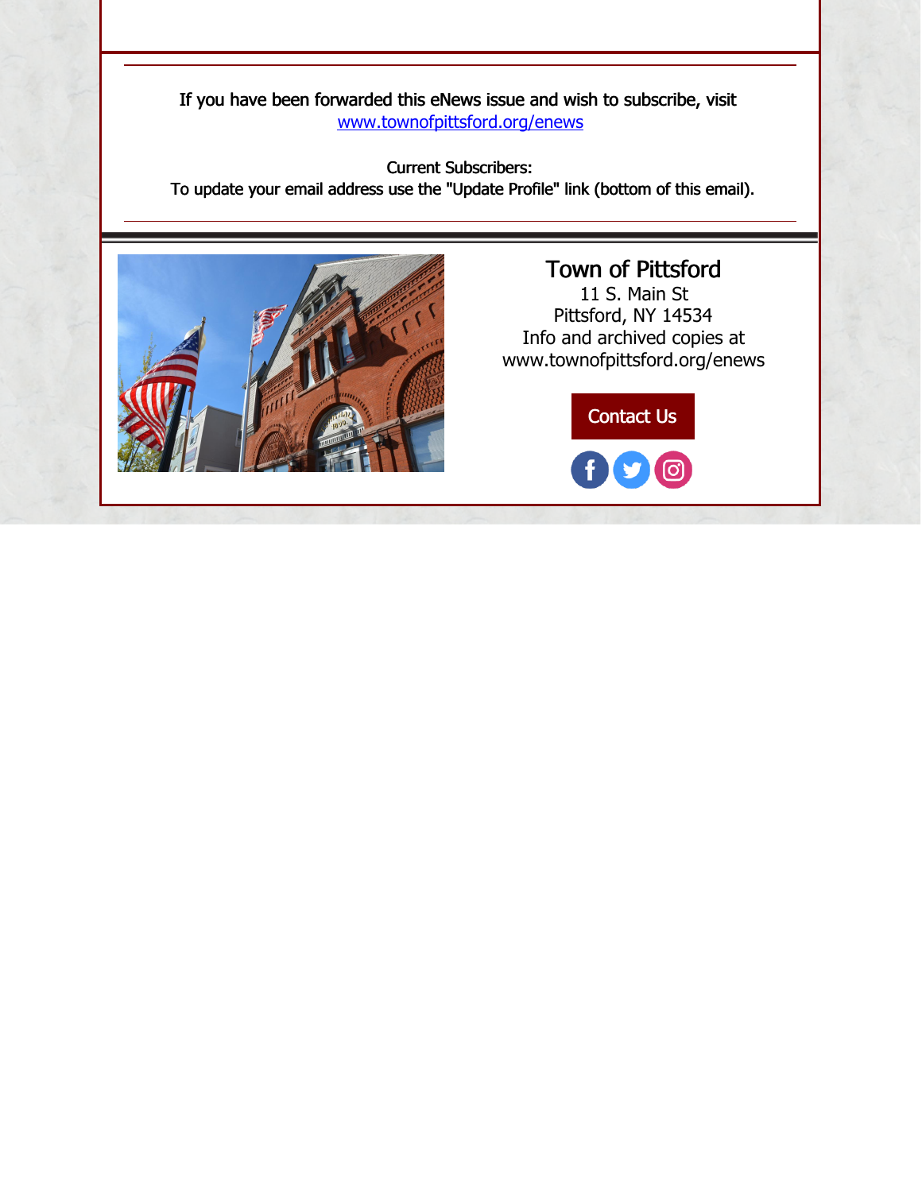If you have been forwarded this eNews issue and wish to subscribe, visit
www.townofpittsford.org/enews

Current Subscribers:
To update your email address use the "Update Profile" link (bottom of this email).

## Town of Pittsford

11 S. Main St
Pittsford, NY 14534
Info and archived copies at
www.townofpittsford.org/enews

Contact Us